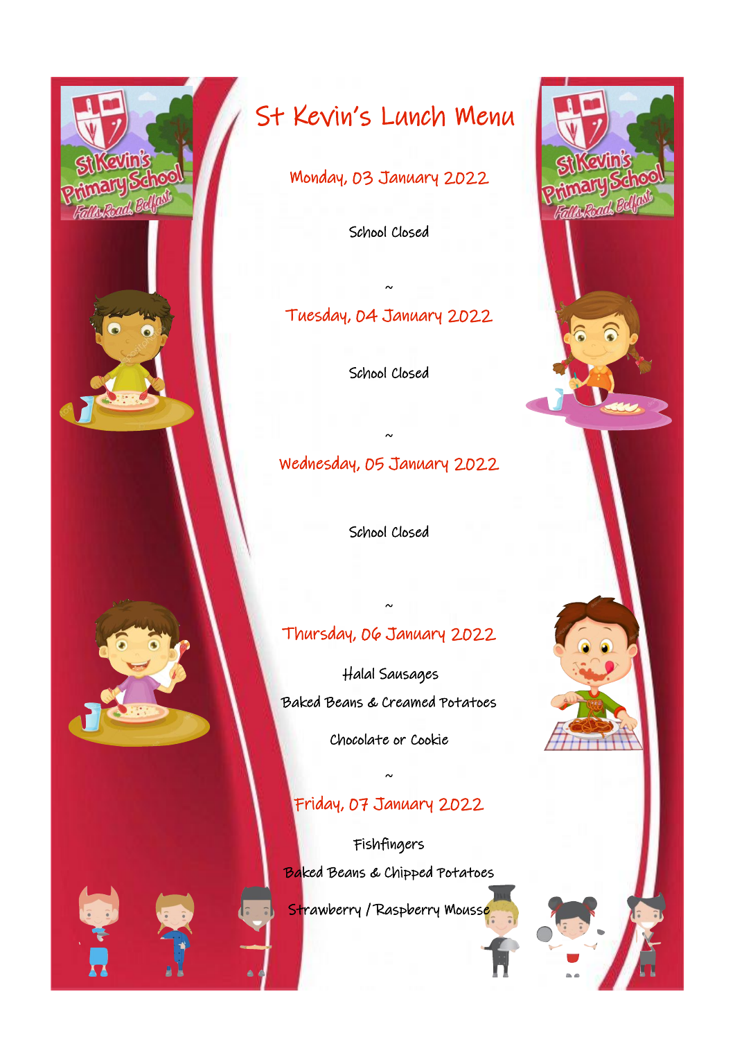# St Kevin's Lunch Menu

## Monday, 03 January 2022

School Closed

~

## Tuesday, 04 January 2022

School Closed

~

## Wednesday, 05 January 2022

School Closed

~

## Thursday, 06 January 2022

Halal Sausages

Baked Beans & Creamed Potatoes

Chocolate or Cookie

~

## Friday, 07 January 2022

Fishfingers

Baked Beans & Chipped Potatoes

Strawberry / Raspberry Mousse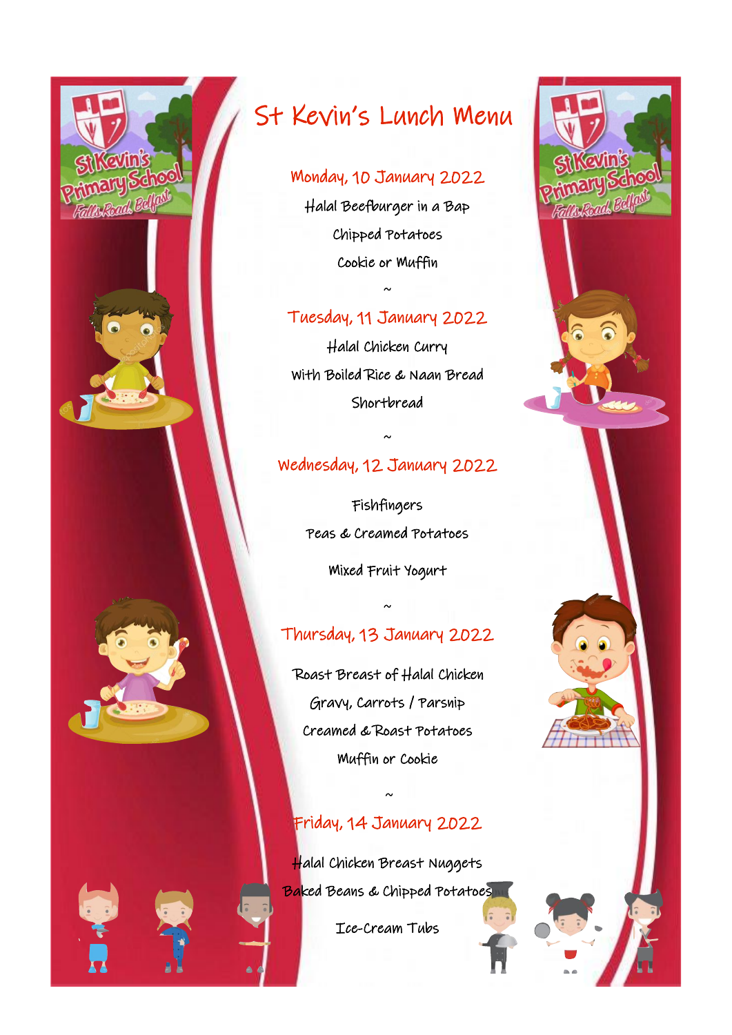# St Kevin's Lunch Menu

## Monday, 10 January 2022

Halal Beefburger in a Bap

Chipped Potatoes

Cookie or Muffin

~

## Tuesday, 11 January 2022

Halal Chicken Curry

With Boiled Rice & Naan Bread

Shortbread

~

## Wednesday, 12 January 2022

Fishfingers

Peas & Creamed Potatoes

Mixed Fruit Yogurt

~

## Thursday, 13 January 2022

Roast Breast of Halal Chicken

Gravy, Carrots / Parsnip

Creamed & Roast Potatoes

Muffin or Cookie

~

## Friday, 14 January 2022

Halal Chicken Breast Nuggets

Baked Beans & Chipped Potatoes

Ice-Cream Tubs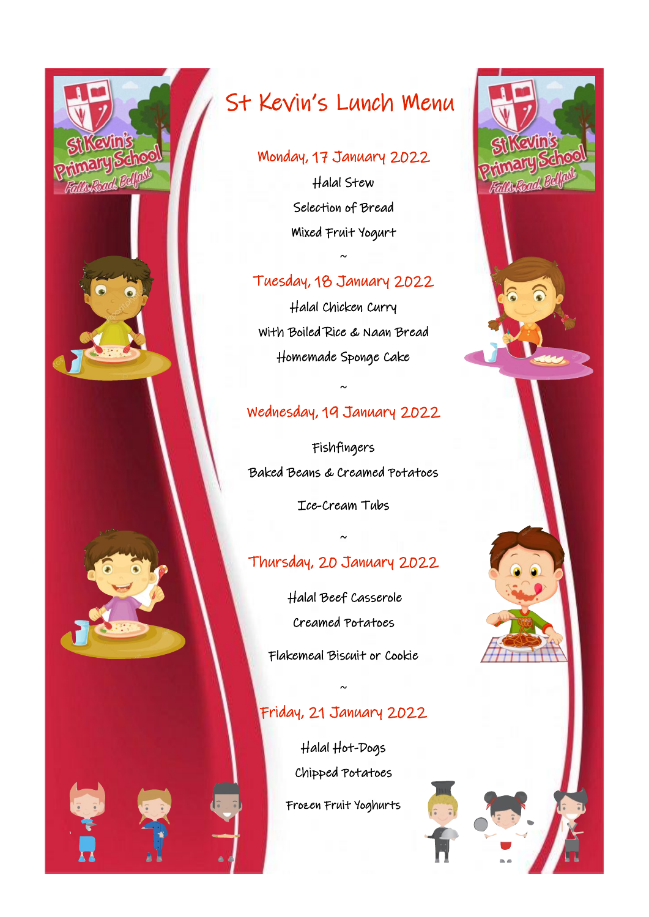# St Kevin's Lunch Menu

## Monday, 17 January 2022

Halal Stew

Selection of Bread

Mixed Fruit Yogurt

~

## Tuesday, 18 January 2022

Halal Chicken Curry

With Boiled Rice & Naan Bread

Homemade Sponge Cake

~

## Wednesday, 19 January 2022

Fishfingers

Baked Beans & Creamed Potatoes

Ice-Cream Tubs

~

## Thursday, 20 January 2022

Halal Beef Casserole

Creamed Potatoes

Flakemeal Biscuit or Cookie

~

## Friday, 21 January 2022

Halal Hot-Dogs

Chipped Potatoes

Frozen Fruit Yoghurts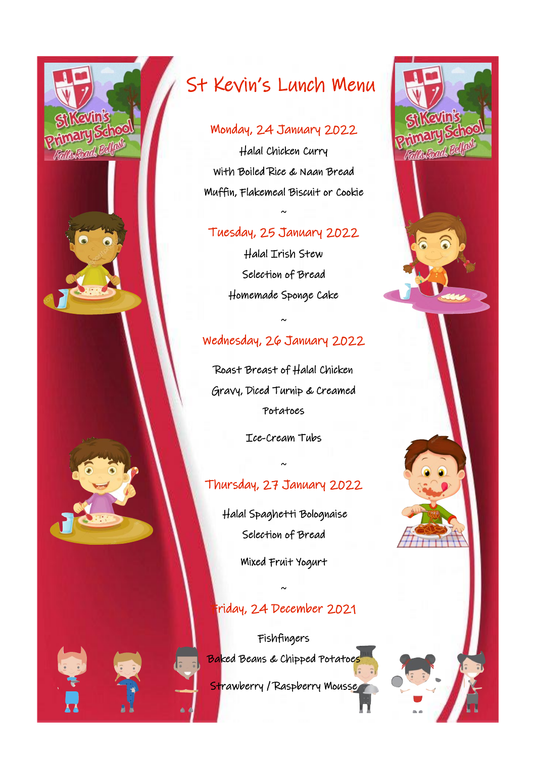# St Kevin's Lunch Menu

## Monday, 24 January 2022

Halal Chicken Curry

With Boiled Rice & Naan Bread

Muffin, Flakemeal Biscuit or Cookie

~

## Tuesday, 25 January 2022

Halal Irish Stew

Selection of Bread

Homemade Sponge Cake

~

## Wednesday, 26 January 2022

Roast Breast of Halal Chicken

Gravy, Diced Turnip & Creamed Potatoes

Ice-Cream Tubs

~

## Thursday, 27 January 2022

Halal Spaghetti Bolognaise

Selection of Bread

Mixed Fruit Yogurt

~

## Friday, 24 December 2021

Fishfingers

Baked Beans & Chipped Potatoes

Strawberry / Raspberry Mousse